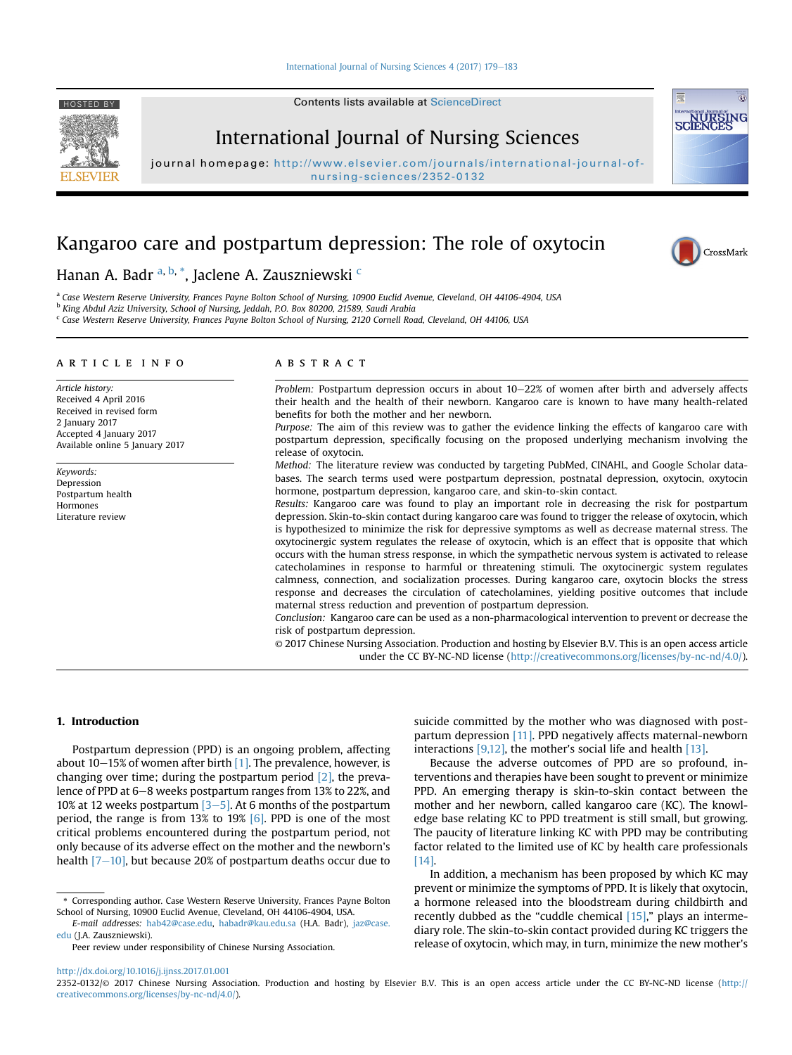# Kangaroo care and postpartum depression: The role of oxytocin

Hanan A. Badr [a, b, *], Jaclene A. Zauszniewski [c]

[a] Case Western Reserve University, Frances Payne Bolton School of Nursing, 10900 Euclid Avenue, Cleveland, OH 44106-4904, USA
[b] King Abdul Aziz University, School of Nursing, Jeddah, P.O. Box 80200, 21589, Saudi Arabia
[c] Case Western Reserve University, Frances Payne Bolton School of Nursing, 2120 Cornell Road, Cleveland, OH 44106, USA

## ARTICLE INFO

*Article history:*
Received 4 April 2016
Received in revised form 2 January 2017
Accepted 4 January 2017
Available online 5 January 2017

*Keywords:*
Depression
Postpartum health
Hormones
Literature review

## ABSTRACT

*Problem:* Postpartum depression occurs in about 10–22% of women after birth and adversely affects their health and the health of their newborn. Kangaroo care is known to have many health-related benefits for both the mother and her newborn.

*Purpose:* The aim of this review was to gather the evidence linking the effects of kangaroo care with postpartum depression, specifically focusing on the proposed underlying mechanism involving the release of oxytocin.

*Method:* The literature review was conducted by targeting PubMed, CINAHL, and Google Scholar databases. The search terms used were postpartum depression, postnatal depression, oxytocin, oxytocin hormone, postpartum depression, kangaroo care, and skin-to-skin contact.

*Results:* Kangaroo care was found to play an important role in decreasing the risk for postpartum depression. Skin-to-skin contact during kangaroo care was found to trigger the release of oxytocin, which is hypothesized to minimize the risk for depressive symptoms as well as decrease maternal stress. The oxytocinergic system regulates the release of oxytocin, which is an effect that is opposite that which occurs with the human stress response, in which the sympathetic nervous system is activated to release catecholamines in response to harmful or threatening stimuli. The oxytocinergic system regulates calmness, connection, and socialization processes. During kangaroo care, oxytocin blocks the stress response and decreases the circulation of catecholamines, yielding positive outcomes that include maternal stress reduction and prevention of postpartum depression.

*Conclusion:* Kangaroo care can be used as a non-pharmacological intervention to prevent or decrease the risk of postpartum depression.

© 2017 Chinese Nursing Association. Production and hosting by Elsevier B.V. This is an open access article under the CC BY-NC-ND license (http://creativecommons.org/licenses/by-nc-nd/4.0/).

## 1. Introduction

Postpartum depression (PPD) is an ongoing problem, affecting about 10–15% of women after birth [1]. The prevalence, however, is changing over time; during the postpartum period [2], the prevalence of PPD at 6–8 weeks postpartum ranges from 13% to 22%, and 10% at 12 weeks postpartum [3–5]. At 6 months of the postpartum period, the range is from 13% to 19% [6]. PPD is one of the most critical problems encountered during the postpartum period, not only because of its adverse effect on the mother and the newborn's health [7–10], but because 20% of postpartum deaths occur due to suicide committed by the mother who was diagnosed with postpartum depression [11]. PPD negatively affects maternal-newborn interactions [9,12], the mother's social life and health [13].

Because the adverse outcomes of PPD are so profound, interventions and therapies have been sought to prevent or minimize PPD. An emerging therapy is skin-to-skin contact between the mother and her newborn, called kangaroo care (KC). The knowledge base relating KC to PPD treatment is still small, but growing. The paucity of literature linking KC with PPD may be contributing factor related to the limited use of KC by health care professionals [14].

In addition, a mechanism has been proposed by which KC may prevent or minimize the symptoms of PPD. It is likely that oxytocin, a hormone released into the bloodstream during childbirth and recently dubbed as the "cuddle chemical [15]," plays an intermediary role. The skin-to-skin contact provided during KC triggers the release of oxytocin, which may, in turn, minimize the new mother's

* Corresponding author. Case Western Reserve University, Frances Payne Bolton School of Nursing, 10900 Euclid Avenue, Cleveland, OH 44106-4904, USA.
*E-mail addresses:* hab42@case.edu, habadr@kau.edu.sa (H.A. Badr), jaz@case.edu (J.A. Zauszniewski).
Peer review under responsibility of Chinese Nursing Association.

http://dx.doi.org/10.1016/j.ijnss.2017.01.001
2352-0132/© 2017 Chinese Nursing Association. Production and hosting by Elsevier B.V. This is an open access article under the CC BY-NC-ND license (http://creativecommons.org/licenses/by-nc-nd/4.0/).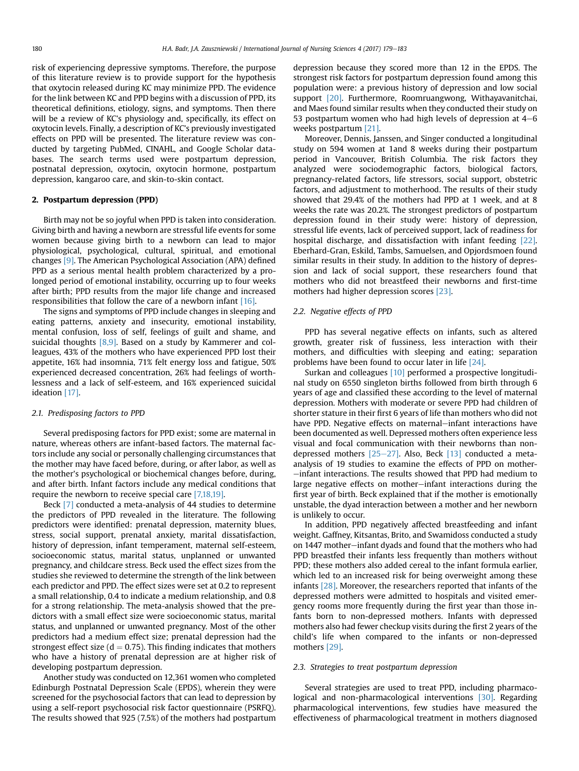risk of experiencing depressive symptoms. Therefore, the purpose of this literature review is to provide support for the hypothesis that oxytocin released during KC may minimize PPD. The evidence for the link between KC and PPD begins with a discussion of PPD, its theoretical definitions, etiology, signs, and symptoms. Then there will be a review of KC's physiology and, specifically, its effect on oxytocin levels. Finally, a description of KC's previously investigated effects on PPD will be presented. The literature review was conducted by targeting PubMed, CINAHL, and Google Scholar databases. The search terms used were postpartum depression, postnatal depression, oxytocin, oxytocin hormone, postpartum depression, kangaroo care, and skin-to-skin contact.

## 2. Postpartum depression (PPD)

Birth may not be so joyful when PPD is taken into consideration. Giving birth and having a newborn are stressful life events for some women because giving birth to a newborn can lead to major physiological, psychological, cultural, spiritual, and emotional changes [9]. The American Psychological Association (APA) defined PPD as a serious mental health problem characterized by a prolonged period of emotional instability, occurring up to four weeks after birth; PPD results from the major life change and increased responsibilities that follow the care of a newborn infant [16].

The signs and symptoms of PPD include changes in sleeping and eating patterns, anxiety and insecurity, emotional instability, mental confusion, loss of self, feelings of guilt and shame, and suicidal thoughts [8,9]. Based on a study by Kammerer and colleagues, 43% of the mothers who have experienced PPD lost their appetite, 16% had insomnia, 71% felt energy loss and fatigue, 50% experienced decreased concentration, 26% had feelings of worthlessness and a lack of self-esteem, and 16% experienced suicidal ideation [17].

### 2.1. Predisposing factors to PPD

Several predisposing factors for PPD exist; some are maternal in nature, whereas others are infant-based factors. The maternal factors include any social or personally challenging circumstances that the mother may have faced before, during, or after labor, as well as the mother's psychological or biochemical changes before, during, and after birth. Infant factors include any medical conditions that require the newborn to receive special care [7,18,19].

Beck [7] conducted a meta-analysis of 44 studies to determine the predictors of PPD revealed in the literature. The following predictors were identified: prenatal depression, maternity blues, stress, social support, prenatal anxiety, marital dissatisfaction, history of depression, infant temperament, maternal self-esteem, socioeconomic status, marital status, unplanned or unwanted pregnancy, and childcare stress. Beck used the effect sizes from the studies she reviewed to determine the strength of the link between each predictor and PPD. The effect sizes were set at 0.2 to represent a small relationship, 0.4 to indicate a medium relationship, and 0.8 for a strong relationship. The meta-analysis showed that the predictors with a small effect size were socioeconomic status, marital status, and unplanned or unwanted pregnancy. Most of the other predictors had a medium effect size; prenatal depression had the strongest effect size ($d = 0.75$). This finding indicates that mothers who have a history of prenatal depression are at higher risk of developing postpartum depression.

Another study was conducted on 12,361 women who completed Edinburgh Postnatal Depression Scale (EPDS), wherein they were screened for the psychosocial factors that can lead to depression by using a self-report psychosocial risk factor questionnaire (PSRFQ). The results showed that 925 (7.5%) of the mothers had postpartum depression because they scored more than 12 in the EPDS. The strongest risk factors for postpartum depression found among this population were: a previous history of depression and low social support [20]. Furthermore, Roomruangwong, Withayavanitchai, and Maes found similar results when they conducted their study on 53 postpartum women who had high levels of depression at 4–6 weeks postpartum [21].

Moreover, Dennis, Janssen, and Singer conducted a longitudinal study on 594 women at 1and 8 weeks during their postpartum period in Vancouver, British Columbia. The risk factors they analyzed were sociodemographic factors, biological factors, pregnancy-related factors, life stressors, social support, obstetric factors, and adjustment to motherhood. The results of their study showed that 29.4% of the mothers had PPD at 1 week, and at 8 weeks the rate was 20.2%. The strongest predictors of postpartum depression found in their study were: history of depression, stressful life events, lack of perceived support, lack of readiness for hospital discharge, and dissatisfaction with infant feeding [22]. Eberhard-Gran, Eskild, Tambs, Samuelsen, and Opjordsmoen found similar results in their study. In addition to the history of depression and lack of social support, these researchers found that mothers who did not breastfeed their newborns and first-time mothers had higher depression scores [23].

### 2.2. Negative effects of PPD

PPD has several negative effects on infants, such as altered growth, greater risk of fussiness, less interaction with their mothers, and difficulties with sleeping and eating; separation problems have been found to occur later in life [24].

Surkan and colleagues [10] performed a prospective longitudinal study on 6550 singleton births followed from birth through 6 years of age and classified these according to the level of maternal depression. Mothers with moderate or severe PPD had children of shorter stature in their first 6 years of life than mothers who did not have PPD. Negative effects on maternal–infant interactions have been documented as well. Depressed mothers often experience less visual and focal communication with their newborns than non-depressed mothers [25–27]. Also, Beck [13] conducted a meta-analysis of 19 studies to examine the effects of PPD on mother–infant interactions. The results showed that PPD had medium to large negative effects on mother–infant interactions during the first year of birth. Beck explained that if the mother is emotionally unstable, the dyad interaction between a mother and her newborn is unlikely to occur.

In addition, PPD negatively affected breastfeeding and infant weight. Gaffney, Kitsantas, Brito, and Swamidoss conducted a study on 1447 mother–infant dyads and found that the mothers who had PPD breastfed their infants less frequently than mothers without PPD; these mothers also added cereal to the infant formula earlier, which led to an increased risk for being overweight among these infants [28]. Moreover, the researchers reported that infants of the depressed mothers were admitted to hospitals and visited emergency rooms more frequently during the first year than those infants born to non-depressed mothers. Infants with depressed mothers also had fewer checkup visits during the first 2 years of the child's life when compared to the infants or non-depressed mothers [29].

### 2.3. Strategies to treat postpartum depression

Several strategies are used to treat PPD, including pharmacological and non-pharmacological interventions [30]. Regarding pharmacological interventions, few studies have measured the effectiveness of pharmacological treatment in mothers diagnosed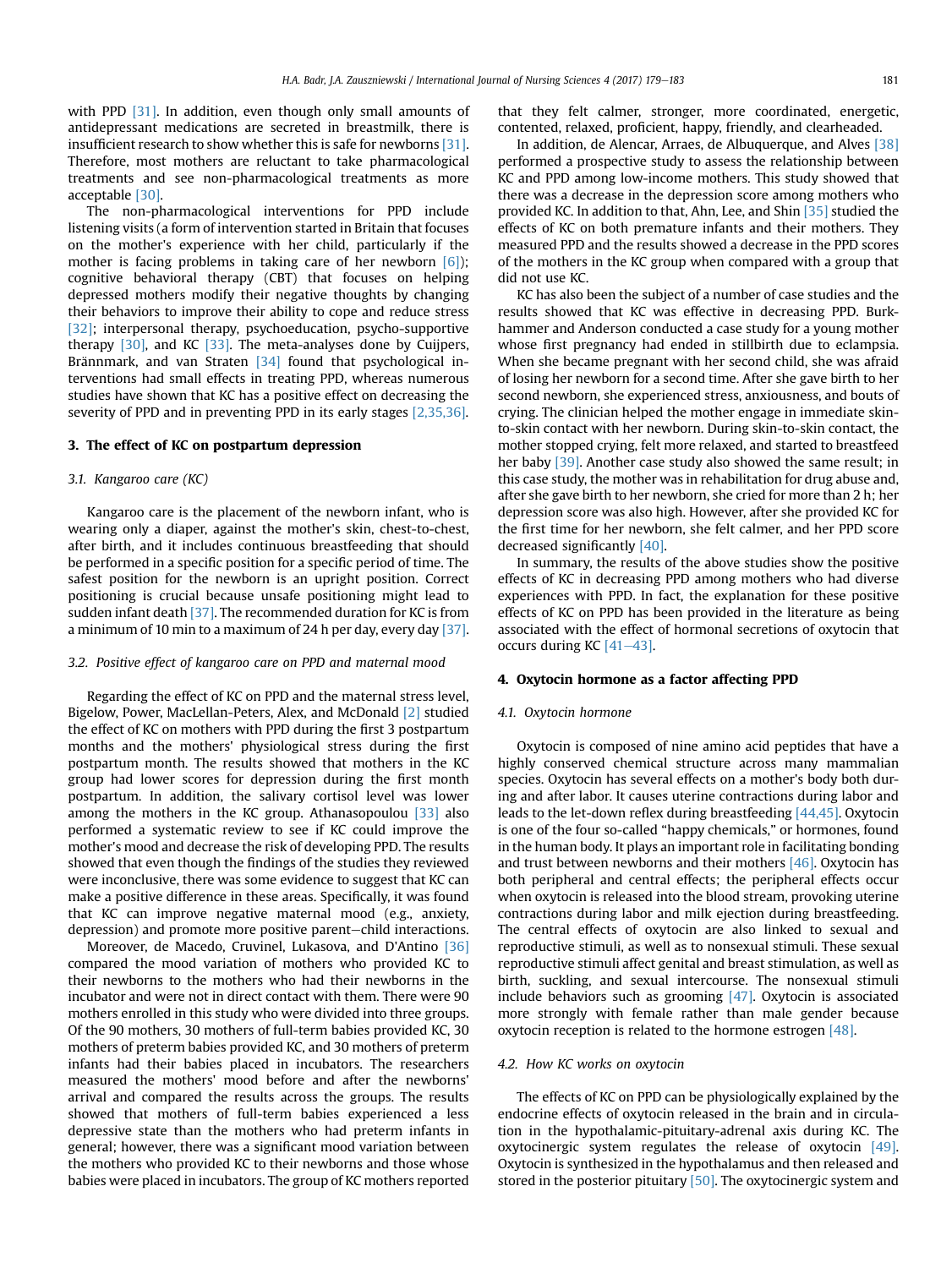with PPD [31]. In addition, even though only small amounts of antidepressant medications are secreted in breastmilk, there is insufficient research to show whether this is safe for newborns [31]. Therefore, most mothers are reluctant to take pharmacological treatments and see non-pharmacological treatments as more acceptable [30].

The non-pharmacological interventions for PPD include listening visits (a form of intervention started in Britain that focuses on the mother's experience with her child, particularly if the mother is facing problems in taking care of her newborn [6]); cognitive behavioral therapy (CBT) that focuses on helping depressed mothers modify their negative thoughts by changing their behaviors to improve their ability to cope and reduce stress [32]; interpersonal therapy, psychoeducation, psycho-supportive therapy [30], and KC [33]. The meta-analyses done by Cuijpers, Brännmark, and van Straten [34] found that psychological interventions had small effects in treating PPD, whereas numerous studies have shown that KC has a positive effect on decreasing the severity of PPD and in preventing PPD in its early stages [2,35,36].

## 3. The effect of KC on postpartum depression

### 3.1. Kangaroo care (KC)

Kangaroo care is the placement of the newborn infant, who is wearing only a diaper, against the mother's skin, chest-to-chest, after birth, and it includes continuous breastfeeding that should be performed in a specific position for a specific period of time. The safest position for the newborn is an upright position. Correct positioning is crucial because unsafe positioning might lead to sudden infant death [37]. The recommended duration for KC is from a minimum of 10 min to a maximum of 24 h per day, every day [37].

### 3.2. Positive effect of kangaroo care on PPD and maternal mood

Regarding the effect of KC on PPD and the maternal stress level, Bigelow, Power, MacLellan-Peters, Alex, and McDonald [2] studied the effect of KC on mothers with PPD during the first 3 postpartum months and the mothers' physiological stress during the first postpartum month. The results showed that mothers in the KC group had lower scores for depression during the first month postpartum. In addition, the salivary cortisol level was lower among the mothers in the KC group. Athanasopoulou [33] also performed a systematic review to see if KC could improve the mother's mood and decrease the risk of developing PPD. The results showed that even though the findings of the studies they reviewed were inconclusive, there was some evidence to suggest that KC can make a positive difference in these areas. Specifically, it was found that KC can improve negative maternal mood (e.g., anxiety, depression) and promote more positive parent–child interactions.

Moreover, de Macedo, Cruvinel, Lukasova, and D'Antino [36] compared the mood variation of mothers who provided KC to their newborns to the mothers who had their newborns in the incubator and were not in direct contact with them. There were 90 mothers enrolled in this study who were divided into three groups. Of the 90 mothers, 30 mothers of full-term babies provided KC, 30 mothers of preterm babies provided KC, and 30 mothers of preterm infants had their babies placed in incubators. The researchers measured the mothers' mood before and after the newborns' arrival and compared the results across the groups. The results showed that mothers of full-term babies experienced a less depressive state than the mothers who had preterm infants in general; however, there was a significant mood variation between the mothers who provided KC to their newborns and those whose babies were placed in incubators. The group of KC mothers reported that they felt calmer, stronger, more coordinated, energetic, contented, relaxed, proficient, happy, friendly, and clearheaded.

In addition, de Alencar, Arraes, de Albuquerque, and Alves [38] performed a prospective study to assess the relationship between KC and PPD among low-income mothers. This study showed that there was a decrease in the depression score among mothers who provided KC. In addition to that, Ahn, Lee, and Shin [35] studied the effects of KC on both premature infants and their mothers. They measured PPD and the results showed a decrease in the PPD scores of the mothers in the KC group when compared with a group that did not use KC.

KC has also been the subject of a number of case studies and the results showed that KC was effective in decreasing PPD. Burkhammer and Anderson conducted a case study for a young mother whose first pregnancy had ended in stillbirth due to eclampsia. When she became pregnant with her second child, she was afraid of losing her newborn for a second time. After she gave birth to her second newborn, she experienced stress, anxiousness, and bouts of crying. The clinician helped the mother engage in immediate skin-to-skin contact with her newborn. During skin-to-skin contact, the mother stopped crying, felt more relaxed, and started to breastfeed her baby [39]. Another case study also showed the same result; in this case study, the mother was in rehabilitation for drug abuse and, after she gave birth to her newborn, she cried for more than 2 h; her depression score was also high. However, after she provided KC for the first time for her newborn, she felt calmer, and her PPD score decreased significantly [40].

In summary, the results of the above studies show the positive effects of KC in decreasing PPD among mothers who had diverse experiences with PPD. In fact, the explanation for these positive effects of KC on PPD has been provided in the literature as being associated with the effect of hormonal secretions of oxytocin that occurs during KC [41–43].

## 4. Oxytocin hormone as a factor affecting PPD

### 4.1. Oxytocin hormone

Oxytocin is composed of nine amino acid peptides that have a highly conserved chemical structure across many mammalian species. Oxytocin has several effects on a mother's body both during and after labor. It causes uterine contractions during labor and leads to the let-down reflex during breastfeeding [44,45]. Oxytocin is one of the four so-called "happy chemicals," or hormones, found in the human body. It plays an important role in facilitating bonding and trust between newborns and their mothers [46]. Oxytocin has both peripheral and central effects; the peripheral effects occur when oxytocin is released into the blood stream, provoking uterine contractions during labor and milk ejection during breastfeeding. The central effects of oxytocin are also linked to sexual and reproductive stimuli, as well as to nonsexual stimuli. These sexual reproductive stimuli affect genital and breast stimulation, as well as birth, suckling, and sexual intercourse. The nonsexual stimuli include behaviors such as grooming [47]. Oxytocin is associated more strongly with female rather than male gender because oxytocin reception is related to the hormone estrogen [48].

### 4.2. How KC works on oxytocin

The effects of KC on PPD can be physiologically explained by the endocrine effects of oxytocin released in the brain and in circulation in the hypothalamic-pituitary-adrenal axis during KC. The oxytocinergic system regulates the release of oxytocin [49]. Oxytocin is synthesized in the hypothalamus and then released and stored in the posterior pituitary [50]. The oxytocinergic system and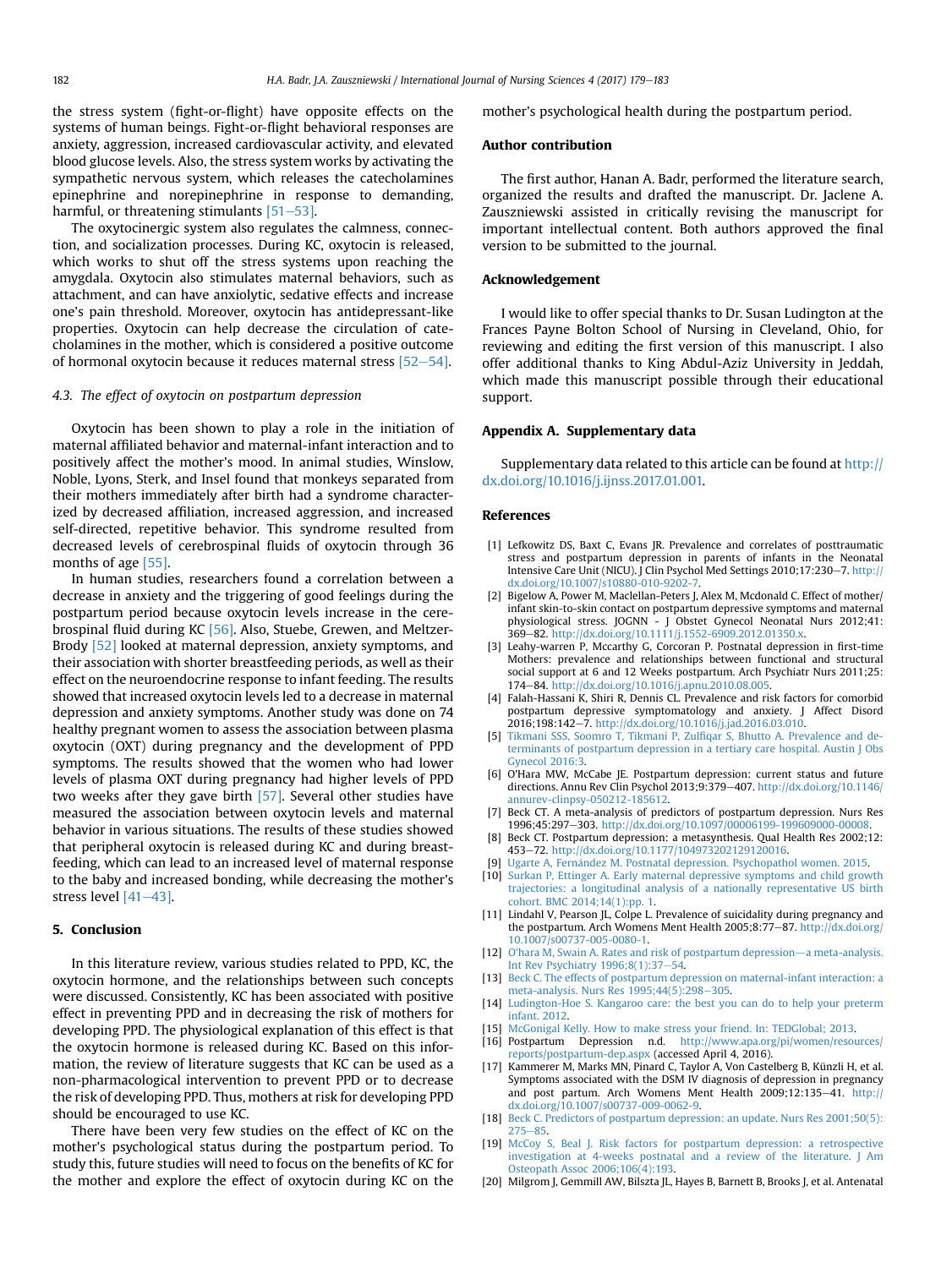the stress system (fight-or-flight) have opposite effects on the systems of human beings. Fight-or-flight behavioral responses are anxiety, aggression, increased cardiovascular activity, and elevated blood glucose levels. Also, the stress system works by activating the sympathetic nervous system, which releases the catecholamines epinephrine and norepinephrine in response to demanding, harmful, or threatening stimulants [51–53].

The oxytocinergic system also regulates the calmness, connection, and socialization processes. During KC, oxytocin is released, which works to shut off the stress systems upon reaching the amygdala. Oxytocin also stimulates maternal behaviors, such as attachment, and can have anxiolytic, sedative effects and increase one's pain threshold. Moreover, oxytocin has antidepressant-like properties. Oxytocin can help decrease the circulation of catecholamines in the mother, which is considered a positive outcome of hormonal oxytocin because it reduces maternal stress [52–54].

### 4.3. The effect of oxytocin on postpartum depression

Oxytocin has been shown to play a role in the initiation of maternal affiliated behavior and maternal-infant interaction and to positively affect the mother's mood. In animal studies, Winslow, Noble, Lyons, Sterk, and Insel found that monkeys separated from their mothers immediately after birth had a syndrome characterized by decreased affiliation, increased aggression, and increased self-directed, repetitive behavior. This syndrome resulted from decreased levels of cerebrospinal fluids of oxytocin through 36 months of age [55].

In human studies, researchers found a correlation between a decrease in anxiety and the triggering of good feelings during the postpartum period because oxytocin levels increase in the cerebrospinal fluid during KC [56]. Also, Stuebe, Grewen, and Meltzer-Brody [52] looked at maternal depression, anxiety symptoms, and their association with shorter breastfeeding periods, as well as their effect on the neuroendocrine response to infant feeding. The results showed that increased oxytocin levels led to a decrease in maternal depression and anxiety symptoms. Another study was done on 74 healthy pregnant women to assess the association between plasma oxytocin (OXT) during pregnancy and the development of PPD symptoms. The results showed that the women who had lower levels of plasma OXT during pregnancy had higher levels of PPD two weeks after they gave birth [57]. Several other studies have measured the association between oxytocin levels and maternal behavior in various situations. The results of these studies showed that peripheral oxytocin is released during KC and during breastfeeding, which can lead to an increased level of maternal response to the baby and increased bonding, while decreasing the mother's stress level [41–43].

## 5. Conclusion

In this literature review, various studies related to PPD, KC, the oxytocin hormone, and the relationships between such concepts were discussed. Consistently, KC has been associated with positive effect in preventing PPD and in decreasing the risk of mothers for developing PPD. The physiological explanation of this effect is that the oxytocin hormone is released during KC. Based on this information, the review of literature suggests that KC can be used as a non-pharmacological intervention to prevent PPD or to decrease the risk of developing PPD. Thus, mothers at risk for developing PPD should be encouraged to use KC.

There have been very few studies on the effect of KC on the mother's psychological status during the postpartum period. To study this, future studies will need to focus on the benefits of KC for the mother and explore the effect of oxytocin during KC on the mother's psychological health during the postpartum period.

## Author contribution

The first author, Hanan A. Badr, performed the literature search, organized the results and drafted the manuscript. Dr. Jaclene A. Zauszniewski assisted in critically revising the manuscript for important intellectual content. Both authors approved the final version to be submitted to the journal.

## Acknowledgement

I would like to offer special thanks to Dr. Susan Ludington at the Frances Payne Bolton School of Nursing in Cleveland, Ohio, for reviewing and editing the first version of this manuscript. I also offer additional thanks to King Abdul-Aziz University in Jeddah, which made this manuscript possible through their educational support.

## Appendix A. Supplementary data

Supplementary data related to this article can be found at http://dx.doi.org/10.1016/j.ijnss.2017.01.001.

## References

[1] Lefkowitz DS, Baxt C, Evans JR. Prevalence and correlates of posttraumatic stress and postpartum depression in parents of infants in the Neonatal Intensive Care Unit (NICU). J Clin Psychol Med Settings 2010;17:230–7. http://dx.doi.org/10.1007/s10880-010-9202-7.

[2] Bigelow A, Power M, Maclellan-Peters J, Alex M, Mcdonald C. Effect of mother/infant skin-to-skin contact on postpartum depressive symptoms and maternal physiological stress. JOGNN - J Obstet Gynecol Neonatal Nurs 2012;41:369–82. http://dx.doi.org/10.1111/j.1552-6909.2012.01350.x.

[3] Leahy-warren P, Mccarthy G, Corcoran P. Postnatal depression in first-time Mothers: prevalence and relationships between functional and structural social support at 6 and 12 Weeks postpartum. Arch Psychiatr Nurs 2011;25:174–84. http://dx.doi.org/10.1016/j.apnu.2010.08.005.

[4] Falah-Hassani K, Shiri R, Dennis CL. Prevalence and risk factors for comorbid postpartum depressive symptomatology and anxiety. J Affect Disord 2016;198:142–7. http://dx.doi.org/10.1016/j.jad.2016.03.010.

[5] Tikmani SSS, Soomro T, Tikmani P, Zulfiqar S, Bhutto A. Prevalence and determinants of postpartum depression in a tertiary care hospital. Austin J Obs Gynecol 2016:3.

[6] O'Hara MW, McCabe JE. Postpartum depression: current status and future directions. Annu Rev Clin Psychol 2013;9:379–407. http://dx.doi.org/10.1146/annurev-clinpsy-050212-185612.

[7] Beck CT. A meta-analysis of predictors of postpartum depression. Nurs Res 1996;45:297–303. http://dx.doi.org/10.1097/00006199-199609000-00008.

[8] Beck CT. Postpartum depression: a metasynthesis. Qual Health Res 2002;12:453–72. http://dx.doi.org/10.1177/104973202129120016.

[9] Ugarte A, Fernández M. Postnatal depression. Psychopathol women. 2015.

[10] Surkan P, Ettinger A. Early maternal depressive symptoms and child growth trajectories: a longitudinal analysis of a nationally representative US birth cohort. BMC 2014;14(1):pp. 1.

[11] Lindahl V, Pearson JL, Colpe L. Prevalence of suicidality during pregnancy and the postpartum. Arch Womens Ment Health 2005;8:77–87. http://dx.doi.org/10.1007/s00737-005-0080-1.

[12] O'hara M, Swain A. Rates and risk of postpartum depression—a meta-analysis. Int Rev Psychiatry 1996;8(1):37–54.

[13] Beck C. The effects of postpartum depression on maternal-infant interaction: a meta-analysis. Nurs Res 1995;44(5):298–305.

[14] Ludington-Hoe S. Kangaroo care: the best you can do to help your preterm infant. 2012.

[15] McGonigal Kelly. How to make stress your friend. In: TEDGlobal; 2013.

[16] Postpartum Depression n.d. http://www.apa.org/pi/women/resources/reports/postpartum-dep.aspx (accessed April 4, 2016).

[17] Kammerer M, Marks MN, Pinard C, Taylor A, Von Castelberg B, Künzli H, et al. Symptoms associated with the DSM IV diagnosis of depression in pregnancy and post partum. Arch Womens Ment Health 2009;12:135–41. http://dx.doi.org/10.1007/s00737-009-0062-9.

[18] Beck C. Predictors of postpartum depression: an update. Nurs Res 2001;50(5):275–85.

[19] McCoy S, Beal J. Risk factors for postpartum depression: a retrospective investigation at 4-weeks postnatal and a review of the literature. J Am Osteopath Assoc 2006;106(4):193.

[20] Milgrom J, Gemmill AW, Bilszta JL, Hayes B, Barnett B, Brooks J, et al. Antenatal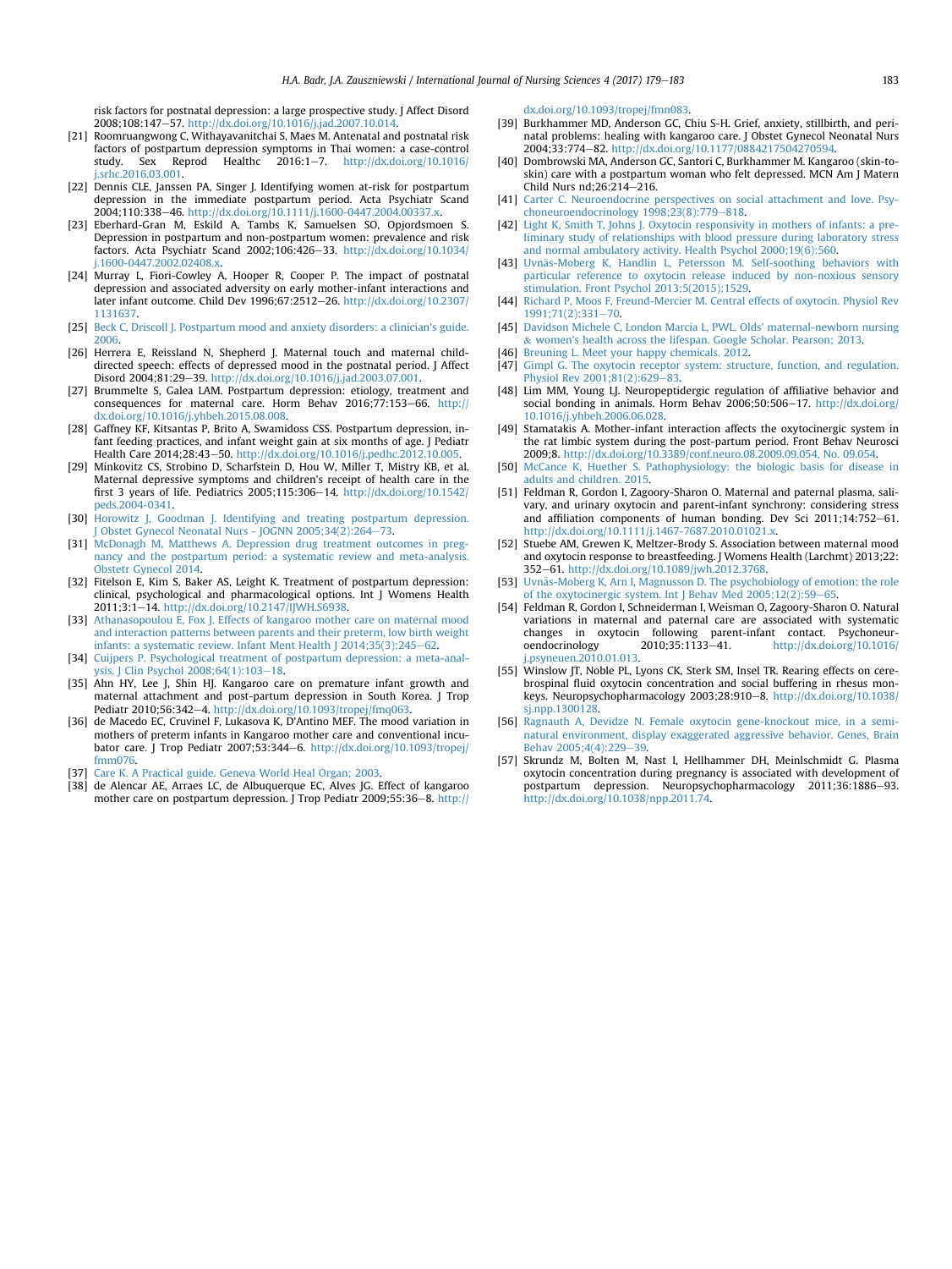risk factors for postnatal depression: a large prospective study. J Affect Disord 2008;108:147–57. http://dx.doi.org/10.1016/j.jad.2007.10.014.

[21] Roomruangwong C, Withayavanitchai S, Maes M. Antenatal and postnatal risk factors of postpartum depression symptoms in Thai women: a case-control study. Sex Reprod Healthc 2016:1–7. http://dx.doi.org/10.1016/j.srhc.2016.03.001.

[22] Dennis CLE, Janssen PA, Singer J. Identifying women at-risk for postpartum depression in the immediate postpartum period. Acta Psychiatr Scand 2004;110:338–46. http://dx.doi.org/10.1111/j.1600-0447.2004.00337.x.

[23] Eberhard-Gran M, Eskild A, Tambs K, Samuelsen SO, Opjordsmoen S. Depression in postpartum and non-postpartum women: prevalence and risk factors. Acta Psychiatr Scand 2002;106:426–33. http://dx.doi.org/10.1034/j.1600-0447.2002.02408.x.

[24] Murray L, Fiori-Cowley A, Hooper R, Cooper P. The impact of postnatal depression and associated adversity on early mother-infant interactions and later infant outcome. Child Dev 1996;67:2512–26. http://dx.doi.org/10.2307/1131637.

[25] Beck C, Driscoll J. Postpartum mood and anxiety disorders: a clinician's guide. 2006.

[26] Herrera E, Reissland N, Shepherd J. Maternal touch and maternal child-directed speech: effects of depressed mood in the postnatal period. J Affect Disord 2004;81:29–39. http://dx.doi.org/10.1016/j.jad.2003.07.001.

[27] Brummelte S, Galea LAM. Postpartum depression: etiology, treatment and consequences for maternal care. Horm Behav 2016;77:153–66. http://dx.doi.org/10.1016/j.yhbeh.2015.08.008.

[28] Gaffney KF, Kitsantas P, Brito A, Swamidoss CSS. Postpartum depression, infant feeding practices, and infant weight gain at six months of age. J Pediatr Health Care 2014;28:43–50. http://dx.doi.org/10.1016/j.pedhc.2012.10.005.

[29] Minkovitz CS, Strobino D, Scharfstein D, Hou W, Miller T, Mistry KB, et al. Maternal depressive symptoms and children's receipt of health care in the first 3 years of life. Pediatrics 2005;115:306–14. http://dx.doi.org/10.1542/peds.2004-0341.

[30] Horowitz J, Goodman J. Identifying and treating postpartum depression. J Obstet Gynecol Neonatal Nurs - JOGNN 2005;34(2):264–73.

[31] McDonagh M, Matthews A. Depression drug treatment outcomes in pregnancy and the postpartum period: a systematic review and meta-analysis. Obstetr Gynecol 2014.

[32] Fitelson E, Kim S, Baker AS, Leight K. Treatment of postpartum depression: clinical, psychological and pharmacological options. Int J Womens Health 2011;3:1–14. http://dx.doi.org/10.2147/IJWH.S6938.

[33] Athanasopoulou E, Fox J. Effects of kangaroo mother care on maternal mood and interaction patterns between parents and their preterm, low birth weight infants: a systematic review. Infant Ment Health J 2014;35(3):245–62.

[34] Cuijpers P. Psychological treatment of postpartum depression: a meta-analysis. J Clin Psychol 2008;64(1):103–18.

[35] Ahn HY, Lee J, Shin HJ. Kangaroo care on premature infant growth and maternal attachment and post-partum depression in South Korea. J Trop Pediatr 2010;56:342–4. http://dx.doi.org/10.1093/tropej/fmq063.

[36] de Macedo EC, Cruvinel F, Lukasova K, D'Antino MEF. The mood variation in mothers of preterm infants in Kangaroo mother care and conventional incubator care. J Trop Pediatr 2007;53:344–6. http://dx.doi.org/10.1093/tropej/fmm076.

[37] Care K. A Practical guide. Geneva World Heal Organ; 2003.

[38] de Alencar AE, Arraes LC, de Albuquerque EC, Alves JG. Effect of kangaroo mother care on postpartum depression. J Trop Pediatr 2009;55:36–8. http://dx.doi.org/10.1093/tropej/fmn083.

[39] Burkhammer MD, Anderson GC, Chiu S-H. Grief, anxiety, stillbirth, and perinatal problems: healing with kangaroo care. J Obstet Gynecol Neonatal Nurs 2004;33:774–82. http://dx.doi.org/10.1177/0884217504270594.

[40] Dombrowski MA, Anderson GC, Santori C, Burkhammer M. Kangaroo (skin-to-skin) care with a postpartum woman who felt depressed. MCN Am J Matern Child Nurs nd;26:214–216.

[41] Carter C. Neuroendocrine perspectives on social attachment and love. Psychoneuroendocrinology 1998;23(8):779–818.

[42] Light K, Smith T, Johns J. Oxytocin responsivity in mothers of infants: a preliminary study of relationships with blood pressure during laboratory stress and normal ambulatory activity. Health Psychol 2000;19(6):560.

[43] Uvnäs-Moberg K, Handlin L, Petersson M. Self-soothing behaviors with particular reference to oxytocin release induced by non-noxious sensory stimulation. Front Psychol 2013;5(2015):1529.

[44] Richard P, Moos F, Freund-Mercier M. Central effects of oxytocin. Physiol Rev 1991;71(2):331–70.

[45] Davidson Michele C, London Marcia L, PWL. Olds' maternal-newborn nursing & women's health across the lifespan. Google Scholar. Pearson; 2013.

[46] Breuning L. Meet your happy chemicals. 2012.

[47] Gimpl G. The oxytocin receptor system: structure, function, and regulation. Physiol Rev 2001;81(2):629–83.

[48] Lim MM, Young LJ. Neuropeptidergic regulation of affiliative behavior and social bonding in animals. Horm Behav 2006;50:506–17. http://dx.doi.org/10.1016/j.yhbeh.2006.06.028.

[49] Stamatakis A. Mother-infant interaction affects the oxytocinergic system in the rat limbic system during the post-partum period. Front Behav Neurosci 2009;8. http://dx.doi.org/10.3389/conf.neuro.08.2009.09.054, No. 09.054.

[50] McCance K, Huether S. Pathophysiology: the biologic basis for disease in adults and children. 2015.

[51] Feldman R, Gordon I, Zagoory-Sharon O. Maternal and paternal plasma, salivary, and urinary oxytocin and parent-infant synchrony: considering stress and affiliation components of human bonding. Dev Sci 2011;14:752–61. http://dx.doi.org/10.1111/j.1467-7687.2010.01021.x.

[52] Stuebe AM, Grewen K, Meltzer-Brody S. Association between maternal mood and oxytocin response to breastfeeding. J Womens Health (Larchmt) 2013;22:352–61. http://dx.doi.org/10.1089/jwh.2012.3768.

[53] Uvnäs-Moberg K, Arn I, Magnusson D. The psychobiology of emotion: the role of the oxytocinergic system. Int J Behav Med 2005;12(2):59–65.

[54] Feldman R, Gordon I, Schneiderman I, Weisman O, Zagoory-Sharon O. Natural variations in maternal and paternal care are associated with systematic changes in oxytocin following parent-infant contact. Psychoneuroendocrinology 2010;35:1133–41. http://dx.doi.org/10.1016/j.psyneuen.2010.01.013.

[55] Winslow JT, Noble PL, Lyons CK, Sterk SM, Insel TR. Rearing effects on cerebrospinal fluid oxytocin concentration and social buffering in rhesus monkeys. Neuropsychopharmacology 2003;28:910–8. http://dx.doi.org/10.1038/sj.npp.1300128.

[56] Ragnauth A, Devidze N. Female oxytocin gene-knockout mice, in a seminatural environment, display exaggerated aggressive behavior. Genes, Brain Behav 2005;4(4):229–39.

[57] Skrundz M, Bolten M, Nast I, Hellhammer DH, Meinlschmidt G. Plasma oxytocin concentration during pregnancy is associated with development of postpartum depression. Neuropsychopharmacology 2011;36:1886–93. http://dx.doi.org/10.1038/npp.2011.74.